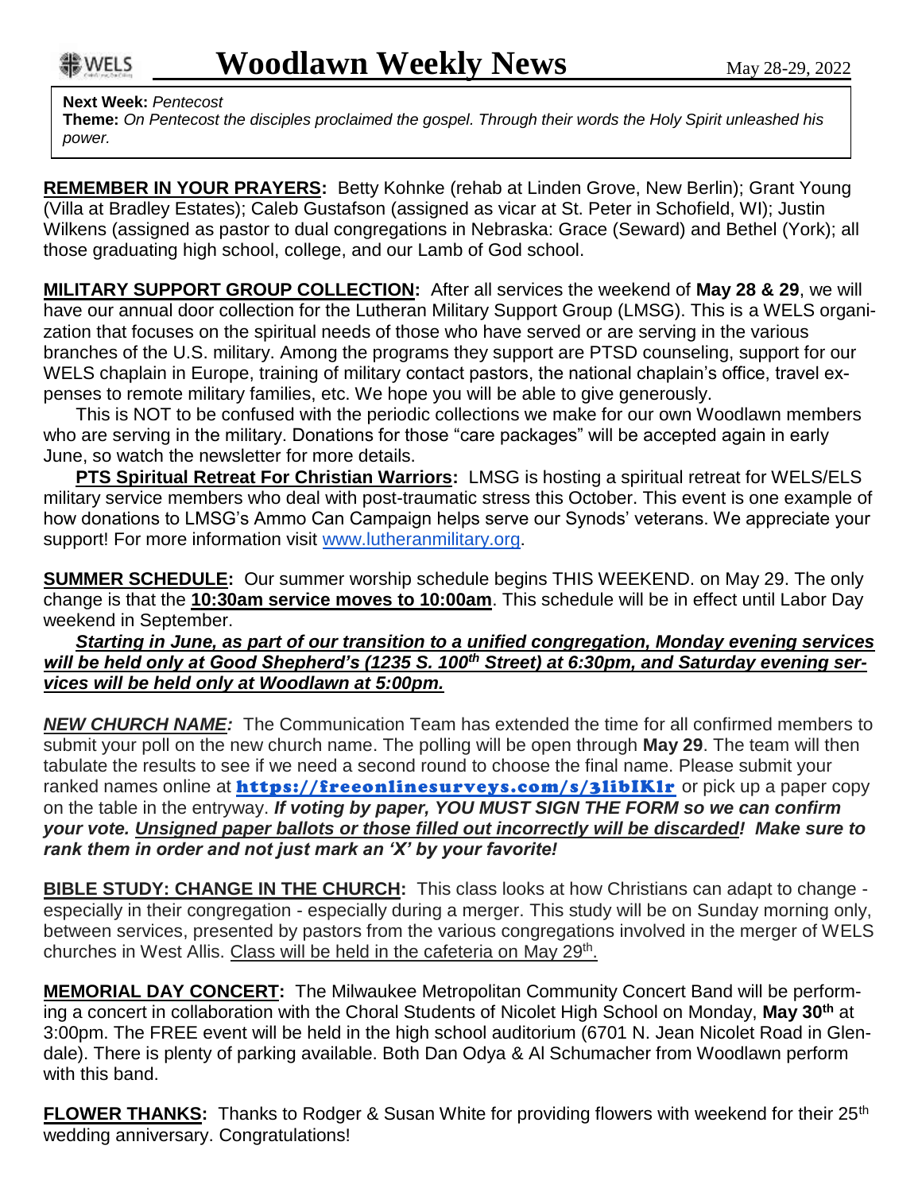# Woodlawn Weekly News

May 28-29, 2022

**Next Week:** *Pentecost*
**Theme:** *On Pentecost the disciples proclaimed the gospel. Through their words the Holy Spirit unleashed his power.*

**REMEMBER IN YOUR PRAYERS:** Betty Kohnke (rehab at Linden Grove, New Berlin); Grant Young (Villa at Bradley Estates); Caleb Gustafson (assigned as vicar at St. Peter in Schofield, WI); Justin Wilkens (assigned as pastor to dual congregations in Nebraska: Grace (Seward) and Bethel (York); all those graduating high school, college, and our Lamb of God school.

**MILITARY SUPPORT GROUP COLLECTION:** After all services the weekend of **May 28 & 29**, we will have our annual door collection for the Lutheran Military Support Group (LMSG). This is a WELS organization that focuses on the spiritual needs of those who have served or are serving in the various branches of the U.S. military. Among the programs they support are PTSD counseling, support for our WELS chaplain in Europe, training of military contact pastors, the national chaplain's office, travel expenses to remote military families, etc. We hope you will be able to give generously.

This is NOT to be confused with the periodic collections we make for our own Woodlawn members who are serving in the military. Donations for those "care packages" will be accepted again in early June, so watch the newsletter for more details.

**PTS Spiritual Retreat For Christian Warriors:** LMSG is hosting a spiritual retreat for WELS/ELS military service members who deal with post-traumatic stress this October. This event is one example of how donations to LMSG's Ammo Can Campaign helps serve our Synods' veterans. We appreciate your support! For more information visit www.lutheranmilitary.org.

**SUMMER SCHEDULE:** Our summer worship schedule begins THIS WEEKEND. on May 29. The only change is that the **10:30am service moves to 10:00am**. This schedule will be in effect until Labor Day weekend in September.

***Starting in June, as part of our transition to a unified congregation, Monday evening services will be held only at Good Shepherd's (1235 S. 100th Street) at 6:30pm, and Saturday evening services will be held only at Woodlawn at 5:00pm.***

***NEW CHURCH NAME:*** The Communication Team has extended the time for all confirmed members to submit your poll on the new church name. The polling will be open through **May 29**. The team will then tabulate the results to see if we need a second round to choose the final name. Please submit your ranked names online at **https://freeonlinesurveys.com/s/3libIK1r** or pick up a paper copy on the table in the entryway. ***If voting by paper, YOU MUST SIGN THE FORM so we can confirm your vote. Unsigned paper ballots or those filled out incorrectly will be discarded! Make sure to rank them in order and not just mark an 'X' by your favorite!***

**BIBLE STUDY: CHANGE IN THE CHURCH:** This class looks at how Christians can adapt to change - especially in their congregation - especially during a merger. This study will be on Sunday morning only, between services, presented by pastors from the various congregations involved in the merger of WELS churches in West Allis. Class will be held in the cafeteria on May 29th.

**MEMORIAL DAY CONCERT:** The Milwaukee Metropolitan Community Concert Band will be performing a concert in collaboration with the Choral Students of Nicolet High School on Monday, **May 30th** at 3:00pm. The FREE event will be held in the high school auditorium (6701 N. Jean Nicolet Road in Glendale). There is plenty of parking available. Both Dan Odya & Al Schumacher from Woodlawn perform with this band.

**FLOWER THANKS:** Thanks to Rodger & Susan White for providing flowers with weekend for their 25th wedding anniversary. Congratulations!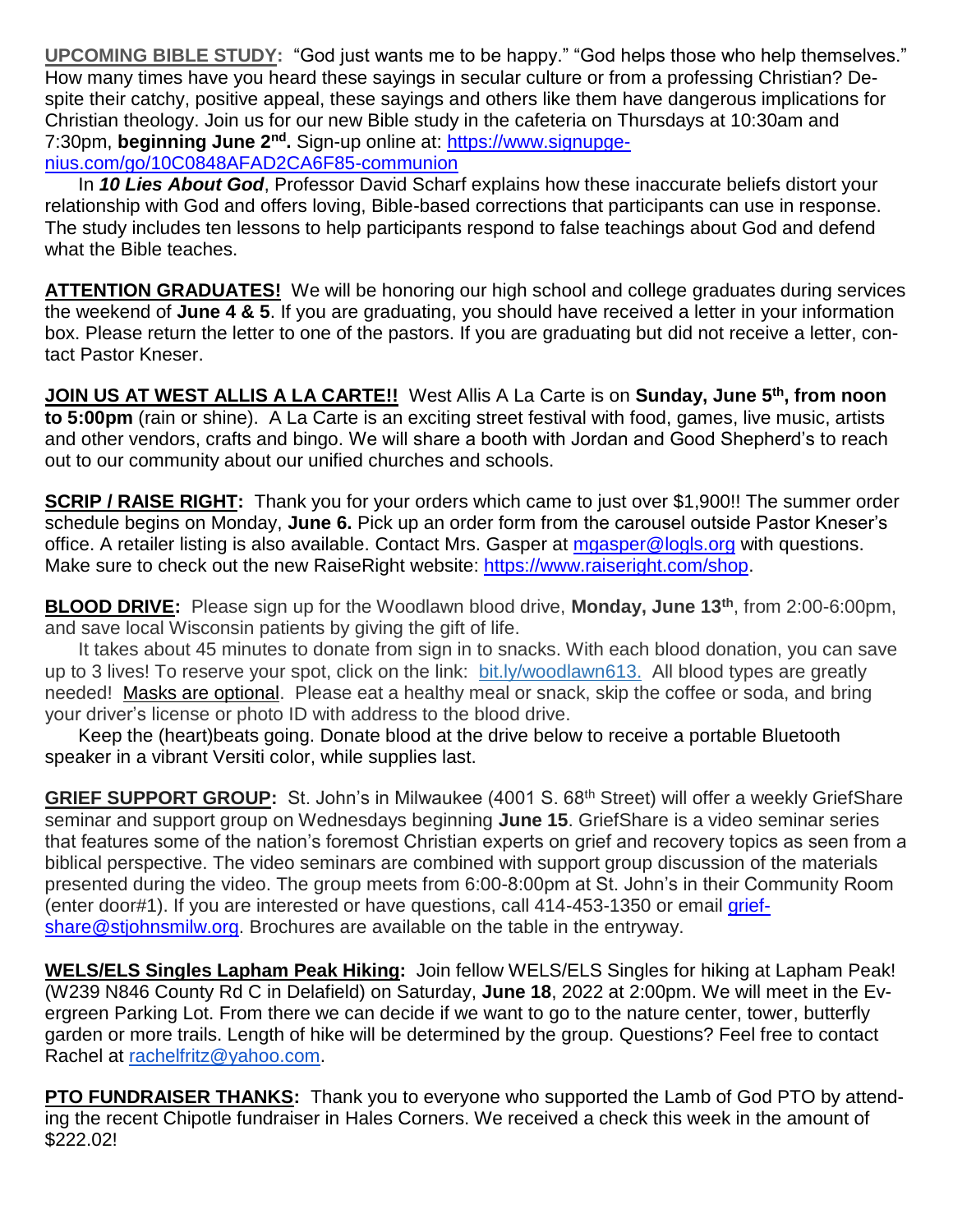**UPCOMING BIBLE STUDY:** "God just wants me to be happy." "God helps those who help themselves." How many times have you heard these sayings in secular culture or from a professing Christian? Despite their catchy, positive appeal, these sayings and others like them have dangerous implications for Christian theology. Join us for our new Bible study in the cafeteria on Thursdays at 10:30am and 7:30pm, **beginning June 2nd.** Sign-up online at: https://www.signupgenius.com/go/10C0848AFAD2CA6F85-communion

In ***10 Lies About God***, Professor David Scharf explains how these inaccurate beliefs distort your relationship with God and offers loving, Bible-based corrections that participants can use in response. The study includes ten lessons to help participants respond to false teachings about God and defend what the Bible teaches.

**ATTENTION GRADUATES!** We will be honoring our high school and college graduates during services the weekend of **June 4 & 5**. If you are graduating, you should have received a letter in your information box. Please return the letter to one of the pastors. If you are graduating but did not receive a letter, contact Pastor Kneser.

**JOIN US AT WEST ALLIS A LA CARTE!!** West Allis A La Carte is on **Sunday, June 5th, from noon to 5:00pm** (rain or shine). A La Carte is an exciting street festival with food, games, live music, artists and other vendors, crafts and bingo. We will share a booth with Jordan and Good Shepherd's to reach out to our community about our unified churches and schools.

**SCRIP / RAISE RIGHT:** Thank you for your orders which came to just over $1,900!! The summer order schedule begins on Monday, **June 6.** Pick up an order form from the carousel outside Pastor Kneser's office. A retailer listing is also available. Contact Mrs. Gasper at mgasper@logls.org with questions. Make sure to check out the new RaiseRight website: https://www.raiseright.com/shop.

**BLOOD DRIVE:** Please sign up for the Woodlawn blood drive, **Monday, June 13th**, from 2:00-6:00pm, and save local Wisconsin patients by giving the gift of life.

It takes about 45 minutes to donate from sign in to snacks. With each blood donation, you can save up to 3 lives! To reserve your spot, click on the link: bit.ly/woodlawn613. All blood types are greatly needed! Masks are optional. Please eat a healthy meal or snack, skip the coffee or soda, and bring your driver's license or photo ID with address to the blood drive.

Keep the (heart)beats going. Donate blood at the drive below to receive a portable Bluetooth speaker in a vibrant Versiti color, while supplies last.

**GRIEF SUPPORT GROUP:** St. John's in Milwaukee (4001 S. 68th Street) will offer a weekly GriefShare seminar and support group on Wednesdays beginning **June 15**. GriefShare is a video seminar series that features some of the nation's foremost Christian experts on grief and recovery topics as seen from a biblical perspective. The video seminars are combined with support group discussion of the materials presented during the video. The group meets from 6:00-8:00pm at St. John's in their Community Room (enter door#1). If you are interested or have questions, call 414-453-1350 or email griefshare@stjohnsmilw.org. Brochures are available on the table in the entryway.

**WELS/ELS Singles Lapham Peak Hiking:** Join fellow WELS/ELS Singles for hiking at Lapham Peak! (W239 N846 County Rd C in Delafield) on Saturday, **June 18**, 2022 at 2:00pm. We will meet in the Evergreen Parking Lot. From there we can decide if we want to go to the nature center, tower, butterfly garden or more trails. Length of hike will be determined by the group. Questions? Feel free to contact Rachel at rachelfritz@yahoo.com.

**PTO FUNDRAISER THANKS:** Thank you to everyone who supported the Lamb of God PTO by attending the recent Chipotle fundraiser in Hales Corners. We received a check this week in the amount of $222.02!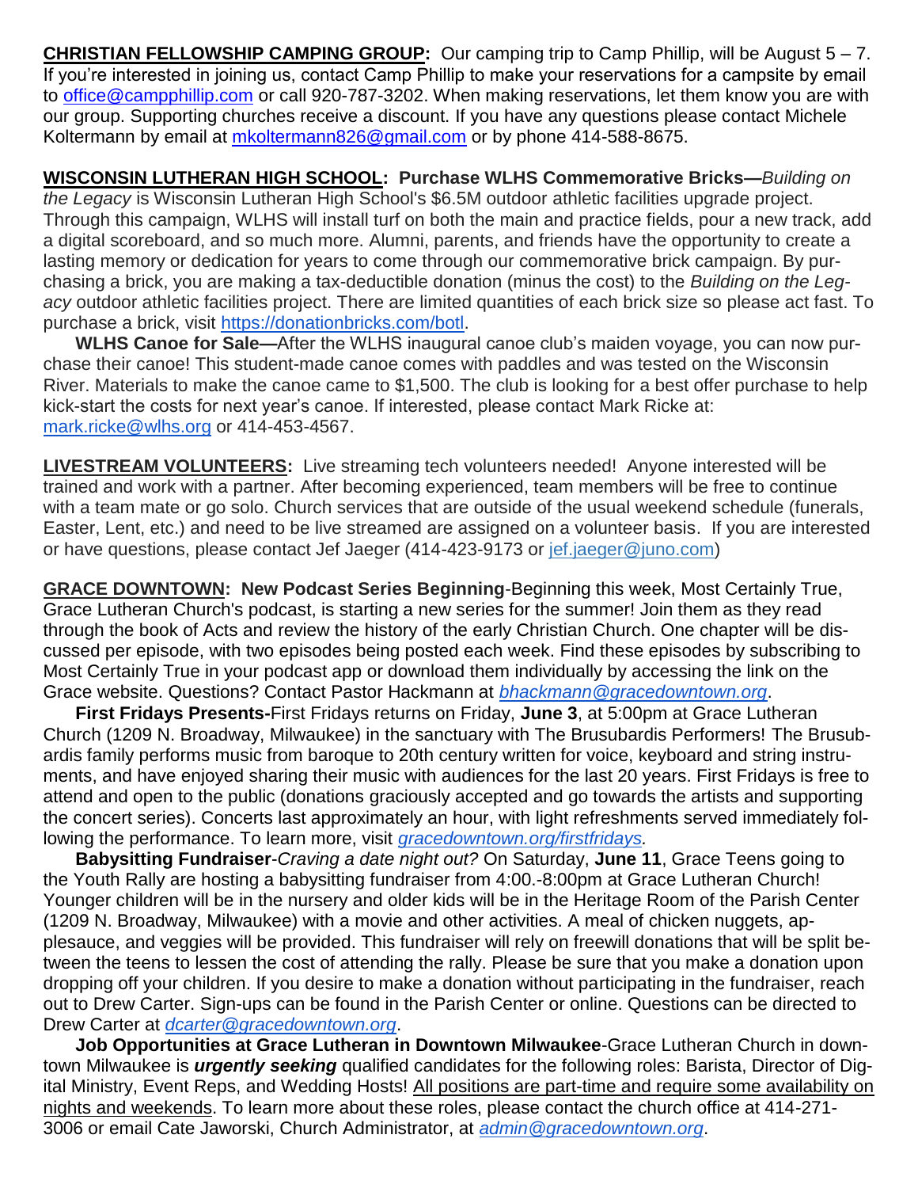**<u>CHRISTIAN FELLOWSHIP CAMPING GROUP</u>:** Our camping trip to Camp Phillip, will be August 5 – 7. If you're interested in joining us, contact Camp Phillip to make your reservations for a campsite by email to office@campphillip.com or call 920-787-3202. When making reservations, let them know you are with our group. Supporting churches receive a discount. If you have any questions please contact Michele Koltermann by email at mkoltermann826@gmail.com or by phone 414-588-8675.

**<u>WISCONSIN LUTHERAN HIGH SCHOOL</u>: Purchase WLHS Commemorative Bricks—***Building on the Legacy* is Wisconsin Lutheran High School's $6.5M outdoor athletic facilities upgrade project. Through this campaign, WLHS will install turf on both the main and practice fields, pour a new track, add a digital scoreboard, and so much more. Alumni, parents, and friends have the opportunity to create a lasting memory or dedication for years to come through our commemorative brick campaign. By purchasing a brick, you are making a tax-deductible donation (minus the cost) to the *Building on the Legacy* outdoor athletic facilities project. There are limited quantities of each brick size so please act fast. To purchase a brick, visit https://donationbricks.com/botl.

**WLHS Canoe for Sale—**After the WLHS inaugural canoe club's maiden voyage, you can now purchase their canoe! This student-made canoe comes with paddles and was tested on the Wisconsin River. Materials to make the canoe came to $1,500. The club is looking for a best offer purchase to help kick-start the costs for next year's canoe. If interested, please contact Mark Ricke at: mark.ricke@wlhs.org or 414-453-4567.

**<u>LIVESTREAM VOLUNTEERS</u>:** Live streaming tech volunteers needed! Anyone interested will be trained and work with a partner. After becoming experienced, team members will be free to continue with a team mate or go solo. Church services that are outside of the usual weekend schedule (funerals, Easter, Lent, etc.) and need to be live streamed are assigned on a volunteer basis. If you are interested or have questions, please contact Jef Jaeger (414-423-9173 or jef.jaeger@juno.com)

**<u>GRACE DOWNTOWN</u>: New Podcast Series Beginning**-Beginning this week, Most Certainly True, Grace Lutheran Church's podcast, is starting a new series for the summer! Join them as they read through the book of Acts and review the history of the early Christian Church. One chapter will be discussed per episode, with two episodes being posted each week. Find these episodes by subscribing to Most Certainly True in your podcast app or download them individually by accessing the link on the Grace website. Questions? Contact Pastor Hackmann at *bhackmann@gracedowntown.org*.

**First Fridays Presents-**First Fridays returns on Friday, **June 3**, at 5:00pm at Grace Lutheran Church (1209 N. Broadway, Milwaukee) in the sanctuary with The Brusubardis Performers! The Brusubardis family performs music from baroque to 20th century written for voice, keyboard and string instruments, and have enjoyed sharing their music with audiences for the last 20 years. First Fridays is free to attend and open to the public (donations graciously accepted and go towards the artists and supporting the concert series). Concerts last approximately an hour, with light refreshments served immediately following the performance. To learn more, visit *gracedowntown.org/firstfridays.*

**Babysitting Fundraiser**-*Craving a date night out?* On Saturday, **June 11**, Grace Teens going to the Youth Rally are hosting a babysitting fundraiser from 4:00.-8:00pm at Grace Lutheran Church! Younger children will be in the nursery and older kids will be in the Heritage Room of the Parish Center (1209 N. Broadway, Milwaukee) with a movie and other activities. A meal of chicken nuggets, applesauce, and veggies will be provided. This fundraiser will rely on freewill donations that will be split between the teens to lessen the cost of attending the rally. Please be sure that you make a donation upon dropping off your children. If you desire to make a donation without participating in the fundraiser, reach out to Drew Carter. Sign-ups can be found in the Parish Center or online. Questions can be directed to Drew Carter at *dcarter@gracedowntown.org*.

**Job Opportunities at Grace Lutheran in Downtown Milwaukee**-Grace Lutheran Church in downtown Milwaukee is ***urgently seeking*** qualified candidates for the following roles: Barista, Director of Digital Ministry, Event Reps, and Wedding Hosts! <u>All positions are part-time and require some availability on nights and weekends</u>. To learn more about these roles, please contact the church office at 414-271-3006 or email Cate Jaworski, Church Administrator, at *admin@gracedowntown.org*.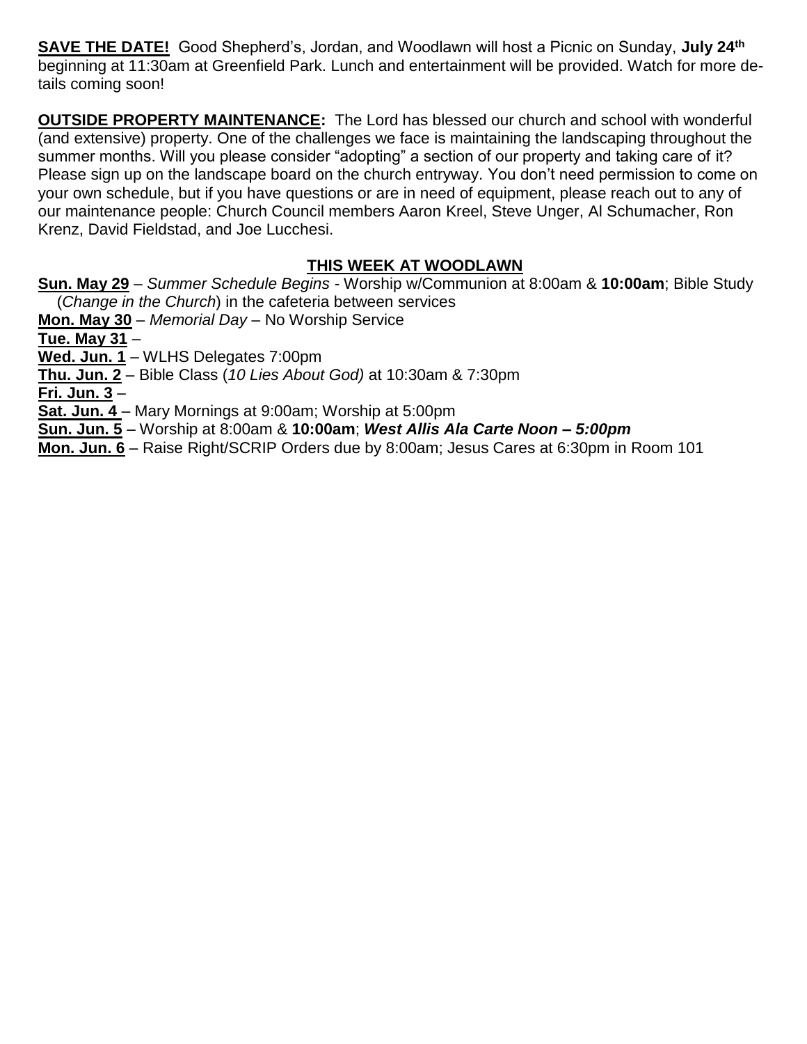**SAVE THE DATE!** Good Shepherd's, Jordan, and Woodlawn will host a Picnic on Sunday, **July 24th** beginning at 11:30am at Greenfield Park. Lunch and entertainment will be provided. Watch for more details coming soon!

**OUTSIDE PROPERTY MAINTENANCE:** The Lord has blessed our church and school with wonderful (and extensive) property. One of the challenges we face is maintaining the landscaping throughout the summer months. Will you please consider "adopting" a section of our property and taking care of it? Please sign up on the landscape board on the church entryway. You don't need permission to come on your own schedule, but if you have questions or are in need of equipment, please reach out to any of our maintenance people: Church Council members Aaron Kreel, Steve Unger, Al Schumacher, Ron Krenz, David Fieldstad, and Joe Lucchesi.

## THIS WEEK AT WOODLAWN

**Sun. May 29** – *Summer Schedule Begins* - Worship w/Communion at 8:00am & **10:00am**; Bible Study (*Change in the Church*) in the cafeteria between services

**Mon. May 30** – *Memorial Day* – No Worship Service

**Tue. May 31** –

**Wed. Jun. 1** – WLHS Delegates 7:00pm

**Thu. Jun. 2** – Bible Class (*10 Lies About God)* at 10:30am & 7:30pm

**Fri. Jun. 3** –

**Sat. Jun. 4** – Mary Mornings at 9:00am; Worship at 5:00pm

**Sun. Jun. 5** – Worship at 8:00am & **10:00am**; ***West Allis Ala Carte Noon – 5:00pm***

**Mon. Jun. 6** – Raise Right/SCRIP Orders due by 8:00am; Jesus Cares at 6:30pm in Room 101